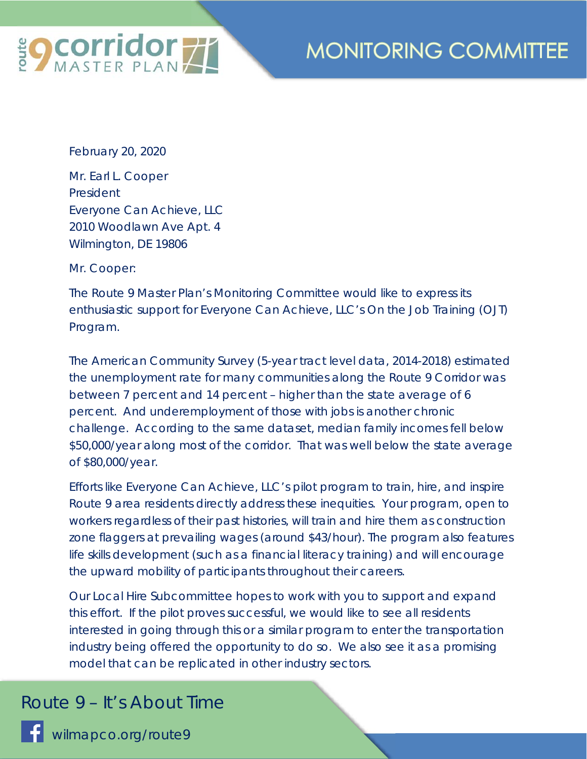# route 9 corridor MASTER PLAN

# MONITORING COMMITTEE

February 20, 2020

Mr. Earl L. Cooper
President
Everyone Can Achieve, LLC
2010 Woodlawn Ave Apt. 4
Wilmington, DE 19806

Mr. Cooper:

The Route 9 Master Plan's Monitoring Committee would like to express its enthusiastic support for Everyone Can Achieve, LLC's On the Job Training (OJT) Program.

The American Community Survey (5-year tract level data, 2014-2018) estimated the unemployment rate for many communities along the Route 9 Corridor was between 7 percent and 14 percent – higher than the state average of 6 percent. And underemployment of those with jobs is another chronic challenge. According to the same dataset, median family incomes fell below $50,000/year along most of the corridor. That was well below the state average of $80,000/year.

Efforts like Everyone Can Achieve, LLC's pilot program to train, hire, and inspire Route 9 area residents directly address these inequities. Your program, open to workers regardless of their past histories, will train and hire them as construction zone flaggers at prevailing wages (around $43/hour). The program also features life skills development (such as a financial literacy training) and will encourage the upward mobility of participants throughout their careers.

Our Local Hire Subcommittee hopes to work with you to support and expand this effort. If the pilot proves successful, we would like to see all residents interested in going through this or a similar program to enter the transportation industry being offered the opportunity to do so. We also see it as a promising model that can be replicated in other industry sectors.

Route 9 – It's About Time

wilmapco.org/route9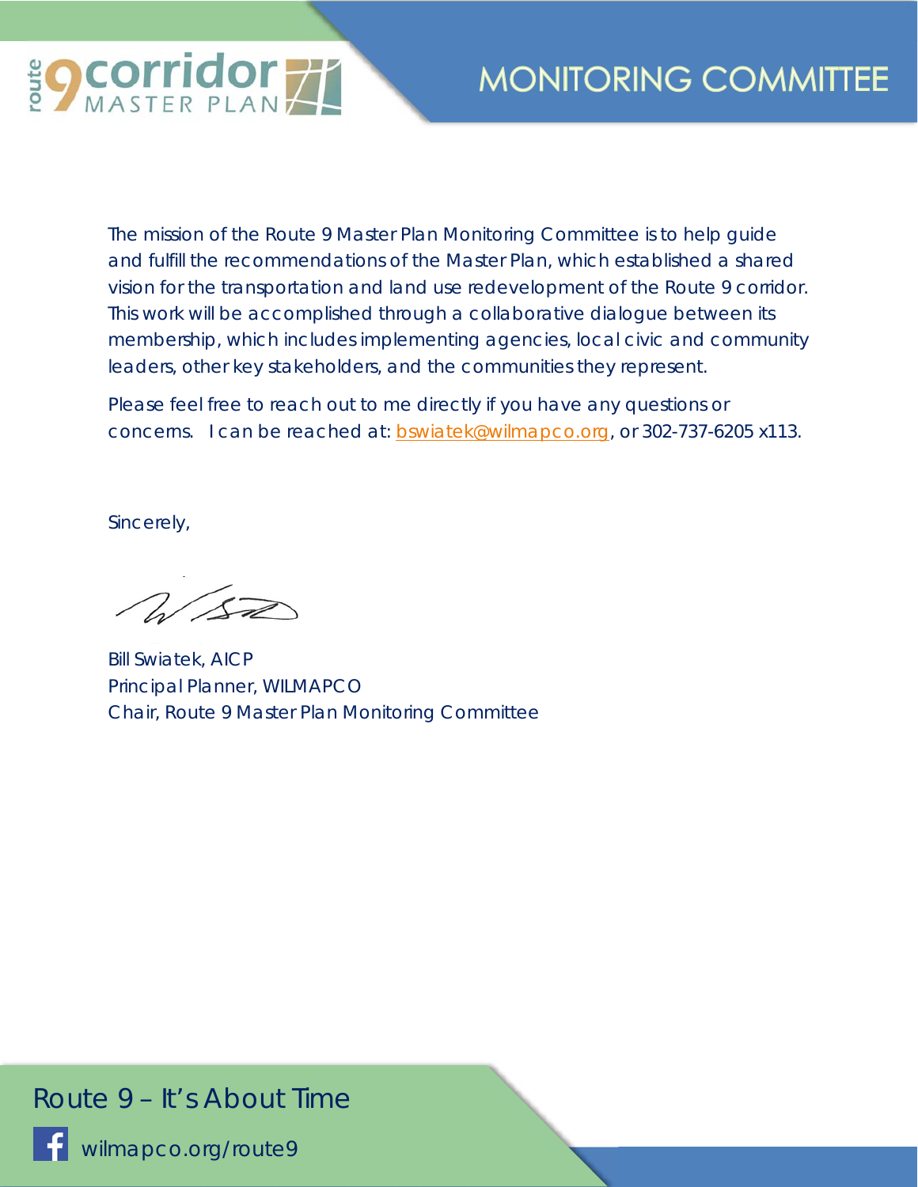# MONITORING COMMITTEE

The mission of the Route 9 Master Plan Monitoring Committee is to help guide and fulfill the recommendations of the Master Plan, which established a shared vision for the transportation and land use redevelopment of the Route 9 corridor. This work will be accomplished through a collaborative dialogue between its membership, which includes implementing agencies, local civic and community leaders, other key stakeholders, and the communities they represent.

Please feel free to reach out to me directly if you have any questions or concerns. I can be reached at: bswiatek@wilmapco.org, or 302-737-6205 x113.

Sincerely,

Bill Swiatek, AICP
Principal Planner, WILMAPCO
Chair, Route 9 Master Plan Monitoring Committee

Route 9 – It's About Time

wilmapco.org/route9